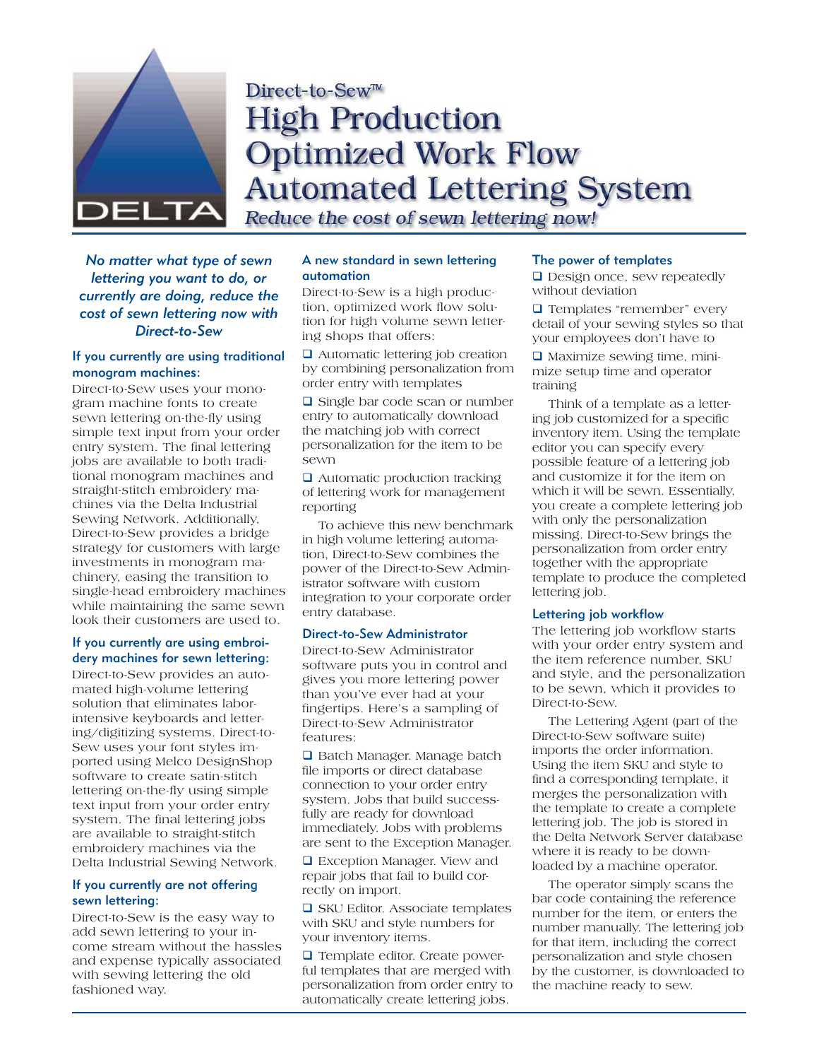DELTA

Direct-to-Sew™

# High Production Optimized Work Flow Automated Lettering System

*Reduce the cost of sewn lettering now!*

*No matter what type of sewn lettering you want to do, or currently are doing, reduce the cost of sewn lettering now with Direct-to-Sew*

### If you currently are using traditional monogram machines:

Direct-to-Sew uses your monogram machine fonts to create sewn lettering on-the-fly using simple text input from your order entry system. The final lettering jobs are available to both traditional monogram machines and straight-stitch embroidery machines via the Delta Industrial Sewing Network. Additionally, Direct-to-Sew provides a bridge strategy for customers with large investments in monogram machinery, easing the transition to single-head embroidery machines while maintaining the same sewn look their customers are used to.

### If you currently are using embroidery machines for sewn lettering:

Direct-to-Sew provides an automated high-volume lettering solution that eliminates labor-intensive keyboards and lettering/digitizing systems. Direct-to-Sew uses your font styles imported using Melco DesignShop software to create satin-stitch lettering on-the-fly using simple text input from your order entry system. The final lettering jobs are available to straight-stitch embroidery machines via the Delta Industrial Sewing Network.

### If you currently are not offering sewn lettering:

Direct-to-Sew is the easy way to add sewn lettering to your income stream without the hassles and expense typically associated with sewing lettering the old fashioned way.

### A new standard in sewn lettering automation

Direct-to-Sew is a high production, optimized work flow solution for high volume sewn lettering shops that offers:

- ❑ Automatic lettering job creation by combining personalization from order entry with templates
- ❑ Single bar code scan or number entry to automatically download the matching job with correct personalization for the item to be sewn
- ❑ Automatic production tracking of lettering work for management reporting

To achieve this new benchmark in high volume lettering automation, Direct-to-Sew combines the power of the Direct-to-Sew Administrator software with custom integration to your corporate order entry database.

### Direct-to-Sew Administrator

Direct-to-Sew Administrator software puts you in control and gives you more lettering power than you've ever had at your fingertips. Here's a sampling of Direct-to-Sew Administrator features:

- ❑ Batch Manager. Manage batch file imports or direct database connection to your order entry system. Jobs that build successfully are ready for download immediately. Jobs with problems are sent to the Exception Manager.
- ❑ Exception Manager. View and repair jobs that fail to build correctly on import.
- ❑ SKU Editor. Associate templates with SKU and style numbers for your inventory items.
- ❑ Template editor. Create powerful templates that are merged with personalization from order entry to automatically create lettering jobs.

### The power of templates

- ❑ Design once, sew repeatedly without deviation
- ❑ Templates "remember" every detail of your sewing styles so that your employees don't have to
- ❑ Maximize sewing time, minimize setup time and operator training

Think of a template as a lettering job customized for a specific inventory item. Using the template editor you can specify every possible feature of a lettering job and customize it for the item on which it will be sewn. Essentially, you create a complete lettering job with only the personalization missing. Direct-to-Sew brings the personalization from order entry together with the appropriate template to produce the completed lettering job.

### Lettering job workflow

The lettering job workflow starts with your order entry system and the item reference number, SKU and style, and the personalization to be sewn, which it provides to Direct-to-Sew.

The Lettering Agent (part of the Direct-to-Sew software suite) imports the order information. Using the item SKU and style to find a corresponding template, it merges the personalization with the template to create a complete lettering job. The job is stored in the Delta Network Server database where it is ready to be downloaded by a machine operator.

The operator simply scans the bar code containing the reference number for the item, or enters the number manually. The lettering job for that item, including the correct personalization and style chosen by the customer, is downloaded to the machine ready to sew.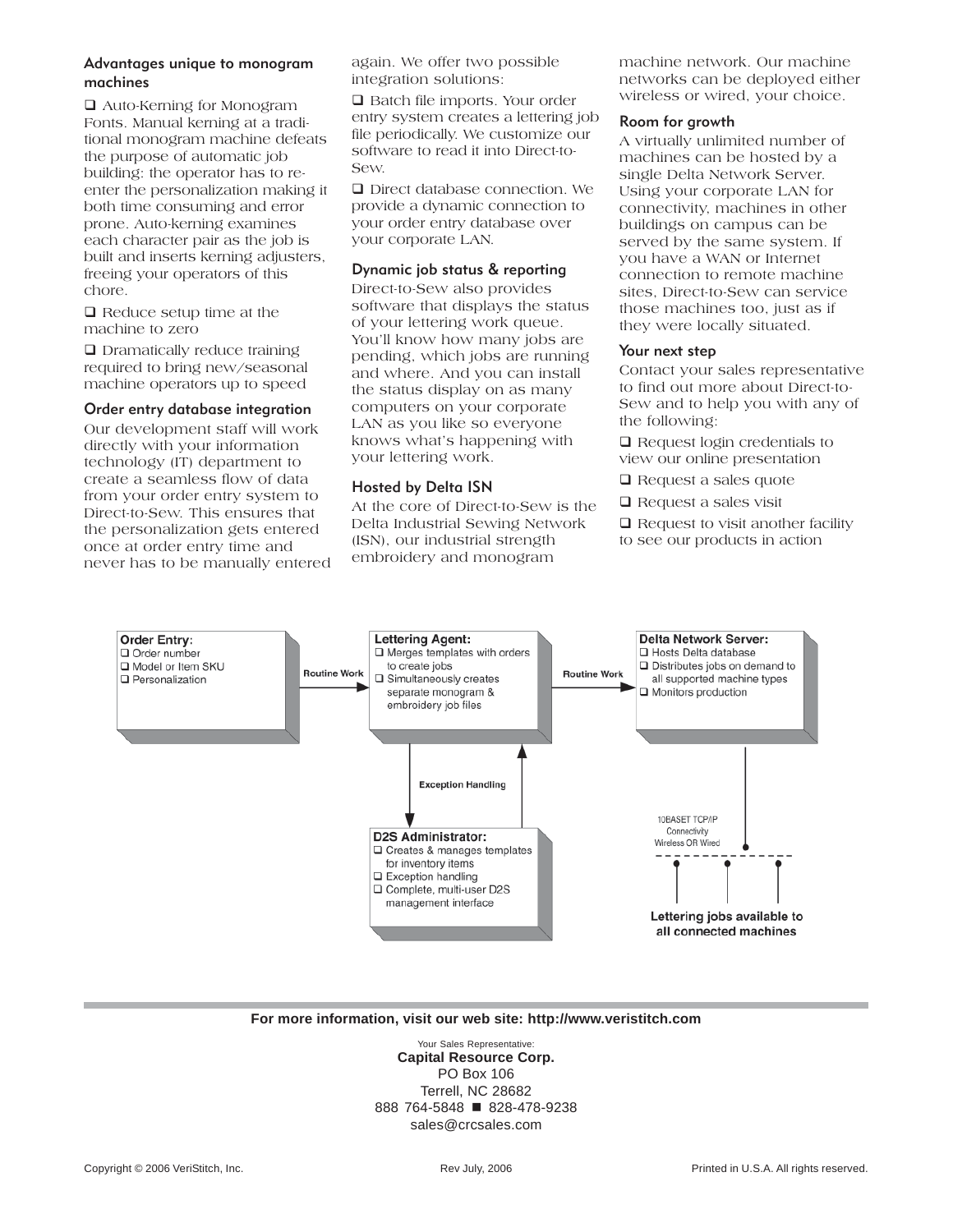### Advantages unique to monogram machines

- Auto-Kerning for Monogram Fonts. Manual kerning at a traditional monogram machine defeats the purpose of automatic job building: the operator has to re-enter the personalization making it both time consuming and error prone. Auto-kerning examines each character pair as the job is built and inserts kerning adjusters, freeing your operators of this chore.
- Reduce setup time at the machine to zero
- Dramatically reduce training required to bring new/seasonal machine operators up to speed

### Order entry database integration

Our development staff will work directly with your information technology (IT) department to create a seamless flow of data from your order entry system to Direct-to-Sew. This ensures that the personalization gets entered once at order entry time and never has to be manually entered again. We offer two possible integration solutions:

- Batch file imports. Your order entry system creates a lettering job file periodically. We customize our software to read it into Direct-to-Sew.
- Direct database connection. We provide a dynamic connection to your order entry database over your corporate LAN.

### Dynamic job status & reporting

Direct-to-Sew also provides software that displays the status of your lettering work queue. You'll know how many jobs are pending, which jobs are running and where. And you can install the status display on as many computers on your corporate LAN as you like so everyone knows what's happening with your lettering work.

### Hosted by Delta ISN

At the core of Direct-to-Sew is the Delta Industrial Sewing Network (ISN), our industrial strength embroidery and monogram machine network. Our machine networks can be deployed either wireless or wired, your choice.

### Room for growth

A virtually unlimited number of machines can be hosted by a single Delta Network Server. Using your corporate LAN for connectivity, machines in other buildings on campus can be served by the same system. If you have a WAN or Internet connection to remote machine sites, Direct-to-Sew can service those machines too, just as if they were locally situated.

### Your next step

Contact your sales representative to find out more about Direct-to-Sew and to help you with any of the following:

- Request login credentials to view our online presentation
- Request a sales quote
- Request a sales visit
- Request to visit another facility to see our products in action

**Order Entry:**
- Order number
- Model or Item SKU
- Personalization

Routine Work

**Lettering Agent:**
- Merges templates with orders to create jobs
- Simultaneously creates separate monogram & embroidery job files

Routine Work

**Delta Network Server:**
- Hosts Delta database
- Distributes jobs on demand to all supported machine types
- Monitors production

Exception Handling

**D2S Administrator:**
- Creates & manages templates for inventory items
- Exception handling
- Complete, multi-user D2S management interface

10BASET TCP/IP Connectivity Wireless OR Wired

Lettering jobs available to all connected machines

**For more information, visit our web site: http://www.veristitch.com**

Your Sales Representative:
**Capital Resource Corp.**
PO Box 106
Terrell, NC 28682
888 764-5848 ■ 828-478-9238
sales@crcsales.com

Copyright © 2006 VeriStitch, Inc. Rev July, 2006 Printed in U.S.A. All rights reserved.